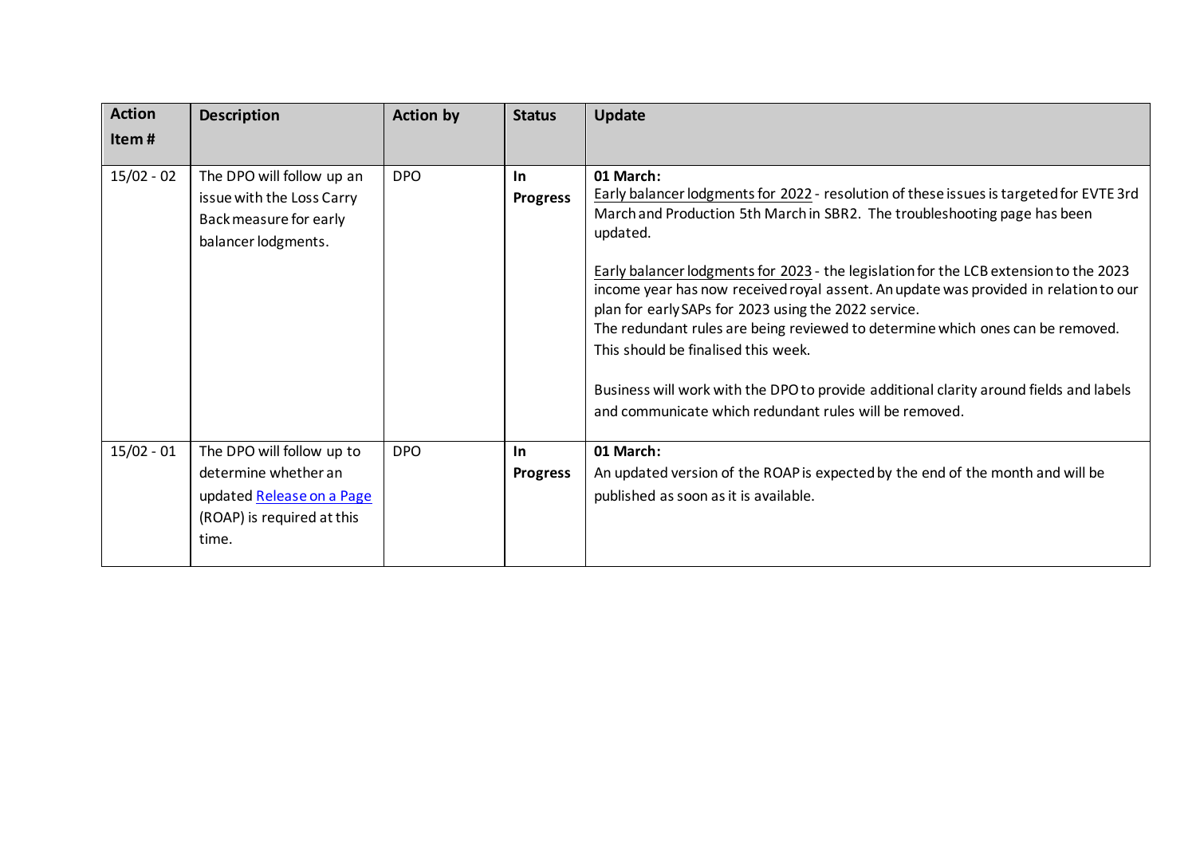| Action Item # | Description | Action by | Status | Update |
|---|---|---|---|---|
| 15/02 - 02 | The DPO will follow up an issue with the Loss Carry Back measure for early balancer lodgments. | DPO | **In Progress** | **01 March:**<br>Early balancer lodgments for 2022 - resolution of these issues is targeted for EVTE 3rd March and Production 5th March in SBR2. The troubleshooting page has been updated.<br><br>Early balancer lodgments for 2023 - the legislation for the LCB extension to the 2023 income year has now received royal assent. An update was provided in relation to our plan for early SAPs for 2023 using the 2022 service.<br>The redundant rules are being reviewed to determine which ones can be removed. This should be finalised this week.<br><br>Business will work with the DPO to provide additional clarity around fields and labels and communicate which redundant rules will be removed. |
| 15/02 - 01 | The DPO will follow up to determine whether an updated Release on a Page (ROAP) is required at this time. | DPO | **In Progress** | **01 March:**<br>An updated version of the ROAP is expected by the end of the month and will be published as soon as it is available. |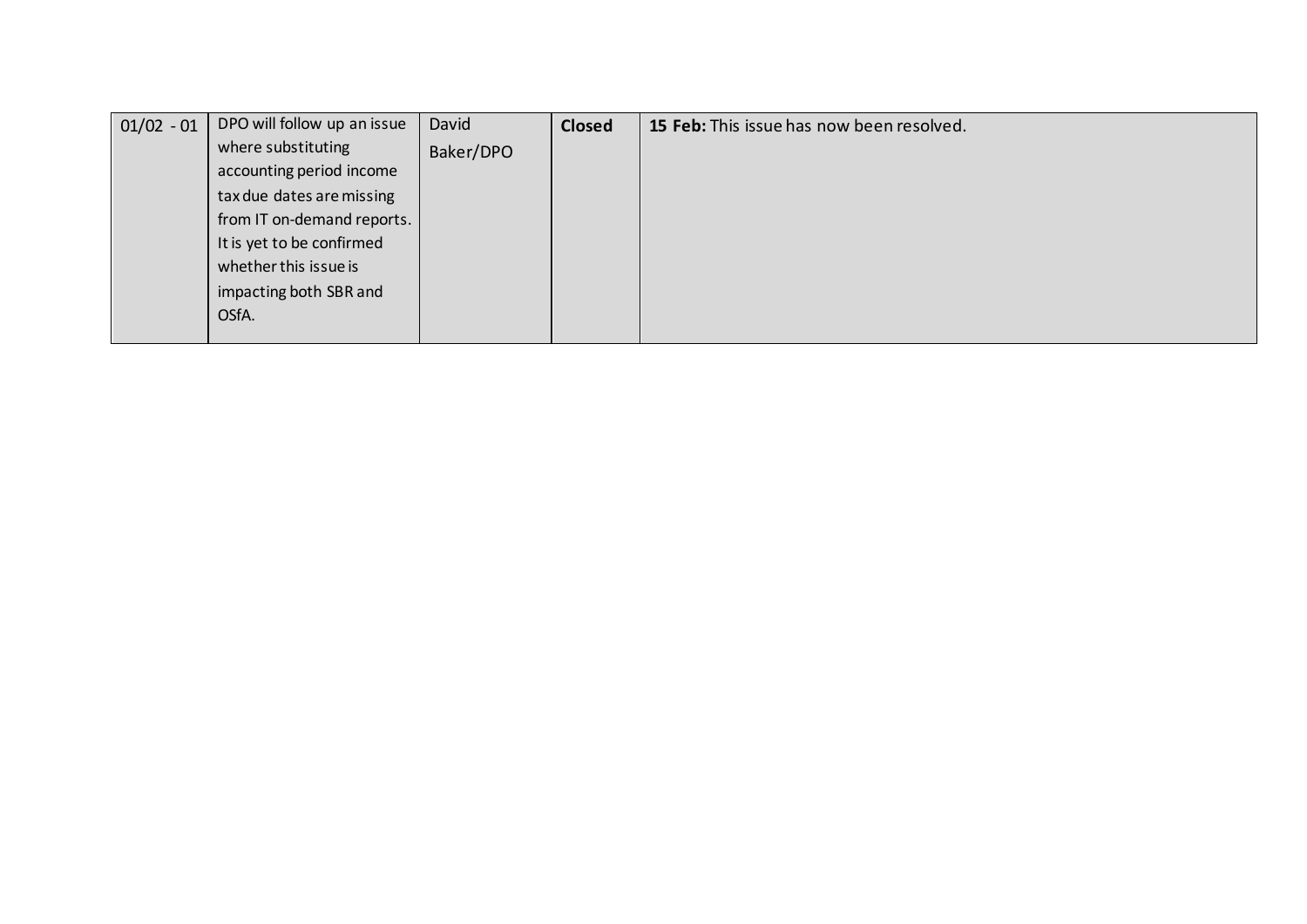| | | | | |
|---|---|---|---|---|
| 01/02 - 01 | DPO will follow up an issue where substituting accounting period income tax due dates are missing from IT on-demand reports. It is yet to be confirmed whether this issue is impacting both SBR and OSfA. | David Baker/DPO | **Closed** | **15 Feb:** This issue has now been resolved. |